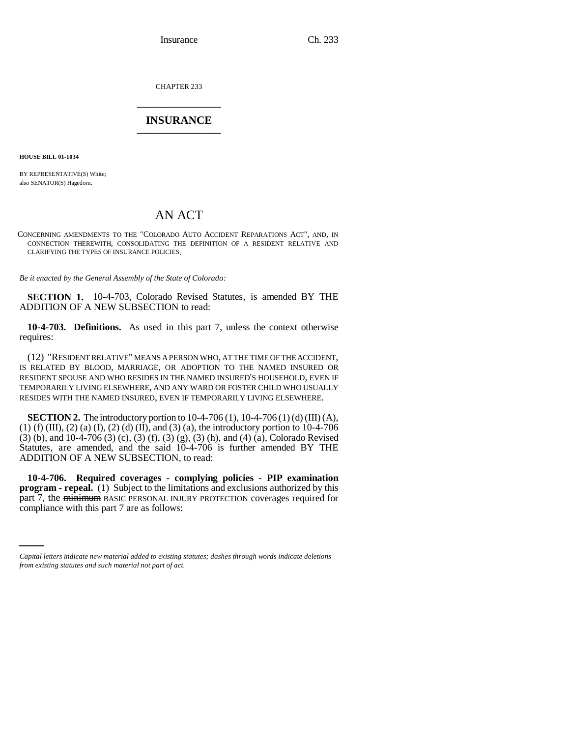CHAPTER 233

## INSURANCE

**HOUSE BILL 01-1034**

BY REPRESENTATIVE(S) White;
also SENATOR(S) Hagedorn.

# AN ACT

CONCERNING AMENDMENTS TO THE "COLORADO AUTO ACCIDENT REPARATIONS ACT", AND, IN CONNECTION THEREWITH, CONSOLIDATING THE DEFINITION OF A RESIDENT RELATIVE AND CLARIFYING THE TYPES OF INSURANCE POLICIES.

*Be it enacted by the General Assembly of the State of Colorado:*

**SECTION 1.** 10-4-703, Colorado Revised Statutes, is amended BY THE ADDITION OF A NEW SUBSECTION to read:

**10-4-703. Definitions.** As used in this part 7, unless the context otherwise requires:

(12) "RESIDENT RELATIVE" MEANS A PERSON WHO, AT THE TIME OF THE ACCIDENT, IS RELATED BY BLOOD, MARRIAGE, OR ADOPTION TO THE NAMED INSURED OR RESIDENT SPOUSE AND WHO RESIDES IN THE NAMED INSURED'S HOUSEHOLD, EVEN IF TEMPORARILY LIVING ELSEWHERE, AND ANY WARD OR FOSTER CHILD WHO USUALLY RESIDES WITH THE NAMED INSURED, EVEN IF TEMPORARILY LIVING ELSEWHERE.

**SECTION 2.** The introductory portion to 10-4-706 (1), 10-4-706 (1) (d) (III) (A), (1) (f) (III), (2) (a) (I), (2) (d) (II), and (3) (a), the introductory portion to 10-4-706 (3) (b), and 10-4-706 (3) (c), (3) (f), (3) (g), (3) (h), and (4) (a), Colorado Revised Statutes, are amended, and the said 10-4-706 is further amended BY THE ADDITION OF A NEW SUBSECTION, to read:

**10-4-706. Required coverages - complying policies - PIP examination program - repeal.** (1) Subject to the limitations and exclusions authorized by this part 7, the ~~minimum~~ BASIC PERSONAL INJURY PROTECTION coverages required for compliance with this part 7 are as follows:

*Capital letters indicate new material added to existing statutes; dashes through words indicate deletions from existing statutes and such material not part of act.*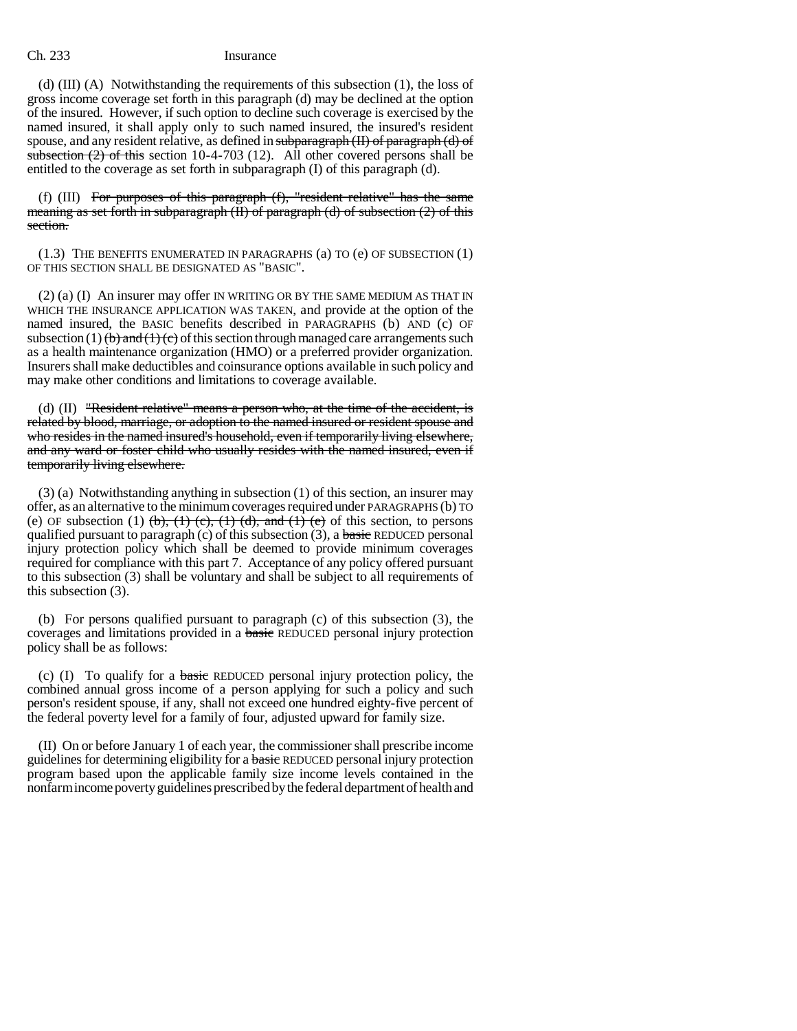(d) (III) (A) Notwithstanding the requirements of this subsection (1), the loss of gross income coverage set forth in this paragraph (d) may be declined at the option of the insured. However, if such option to decline such coverage is exercised by the named insured, it shall apply only to such named insured, the insured's resident spouse, and any resident relative, as defined in ~~subparagraph (II) of paragraph (d) of subsection (2) of this~~ section 10-4-703 (12). All other covered persons shall be entitled to the coverage as set forth in subparagraph (I) of this paragraph (d).

(f) (III) ~~For purposes of this paragraph (f), "resident relative" has the same meaning as set forth in subparagraph (II) of paragraph (d) of subsection (2) of this section.~~

(1.3) THE BENEFITS ENUMERATED IN PARAGRAPHS (a) TO (e) OF SUBSECTION (1) OF THIS SECTION SHALL BE DESIGNATED AS "BASIC".

(2) (a) (I) An insurer may offer IN WRITING OR BY THE SAME MEDIUM AS THAT IN WHICH THE INSURANCE APPLICATION WAS TAKEN, and provide at the option of the named insured, the BASIC benefits described in PARAGRAPHS (b) AND (c) OF subsection (1) ~~(b) and (1) (c)~~ of this section through managed care arrangements such as a health maintenance organization (HMO) or a preferred provider organization. Insurers shall make deductibles and coinsurance options available in such policy and may make other conditions and limitations to coverage available.

(d) (II) ~~"Resident relative" means a person who, at the time of the accident, is related by blood, marriage, or adoption to the named insured or resident spouse and who resides in the named insured's household, even if temporarily living elsewhere, and any ward or foster child who usually resides with the named insured, even if temporarily living elsewhere.~~

(3) (a) Notwithstanding anything in subsection (1) of this section, an insurer may offer, as an alternative to the minimum coverages required under PARAGRAPHS (b) TO (e) OF subsection (1) ~~(b), (1) (c), (1) (d), and (1) (e)~~ of this section, to persons qualified pursuant to paragraph (c) of this subsection (3), a ~~basic~~ REDUCED personal injury protection policy which shall be deemed to provide minimum coverages required for compliance with this part 7. Acceptance of any policy offered pursuant to this subsection (3) shall be voluntary and shall be subject to all requirements of this subsection (3).

(b) For persons qualified pursuant to paragraph (c) of this subsection (3), the coverages and limitations provided in a ~~basic~~ REDUCED personal injury protection policy shall be as follows:

(c) (I) To qualify for a ~~basic~~ REDUCED personal injury protection policy, the combined annual gross income of a person applying for such a policy and such person's resident spouse, if any, shall not exceed one hundred eighty-five percent of the federal poverty level for a family of four, adjusted upward for family size.

(II) On or before January 1 of each year, the commissioner shall prescribe income guidelines for determining eligibility for a ~~basic~~ REDUCED personal injury protection program based upon the applicable family size income levels contained in the nonfarm income poverty guidelines prescribed by the federal department of health and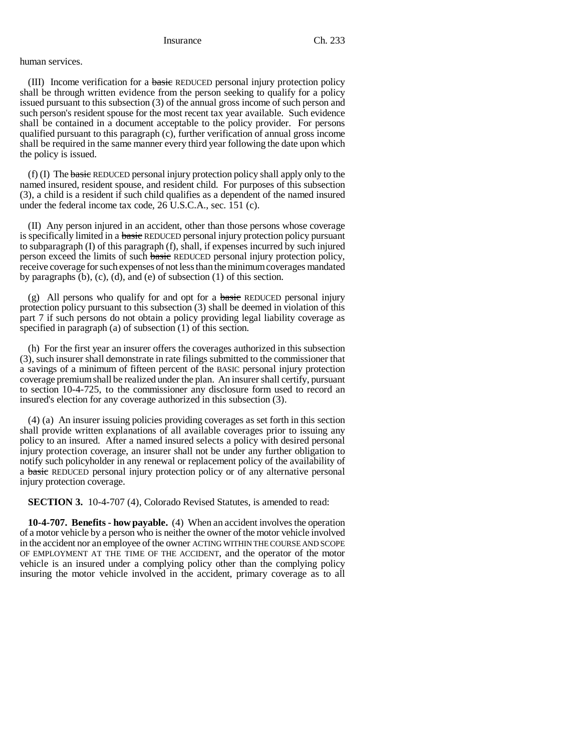human services.

(III) Income verification for a ~~basic~~ REDUCED personal injury protection policy shall be through written evidence from the person seeking to qualify for a policy issued pursuant to this subsection (3) of the annual gross income of such person and such person's resident spouse for the most recent tax year available. Such evidence shall be contained in a document acceptable to the policy provider. For persons qualified pursuant to this paragraph (c), further verification of annual gross income shall be required in the same manner every third year following the date upon which the policy is issued.

(f) (I) The ~~basic~~ REDUCED personal injury protection policy shall apply only to the named insured, resident spouse, and resident child. For purposes of this subsection (3), a child is a resident if such child qualifies as a dependent of the named insured under the federal income tax code, 26 U.S.C.A., sec. 151 (c).

(II) Any person injured in an accident, other than those persons whose coverage is specifically limited in a ~~basic~~ REDUCED personal injury protection policy pursuant to subparagraph (I) of this paragraph (f), shall, if expenses incurred by such injured person exceed the limits of such ~~basic~~ REDUCED personal injury protection policy, receive coverage for such expenses of not less than the minimum coverages mandated by paragraphs (b), (c), (d), and (e) of subsection (1) of this section.

(g) All persons who qualify for and opt for a ~~basic~~ REDUCED personal injury protection policy pursuant to this subsection (3) shall be deemed in violation of this part 7 if such persons do not obtain a policy providing legal liability coverage as specified in paragraph (a) of subsection (1) of this section.

(h) For the first year an insurer offers the coverages authorized in this subsection (3), such insurer shall demonstrate in rate filings submitted to the commissioner that a savings of a minimum of fifteen percent of the BASIC personal injury protection coverage premium shall be realized under the plan. An insurer shall certify, pursuant to section 10-4-725, to the commissioner any disclosure form used to record an insured's election for any coverage authorized in this subsection (3).

(4) (a) An insurer issuing policies providing coverages as set forth in this section shall provide written explanations of all available coverages prior to issuing any policy to an insured. After a named insured selects a policy with desired personal injury protection coverage, an insurer shall not be under any further obligation to notify such policyholder in any renewal or replacement policy of the availability of a ~~basic~~ REDUCED personal injury protection policy or of any alternative personal injury protection coverage.

**SECTION 3.** 10-4-707 (4), Colorado Revised Statutes, is amended to read:

**10-4-707. Benefits - how payable.** (4) When an accident involves the operation of a motor vehicle by a person who is neither the owner of the motor vehicle involved in the accident nor an employee of the owner ACTING WITHIN THE COURSE AND SCOPE OF EMPLOYMENT AT THE TIME OF THE ACCIDENT, and the operator of the motor vehicle is an insured under a complying policy other than the complying policy insuring the motor vehicle involved in the accident, primary coverage as to all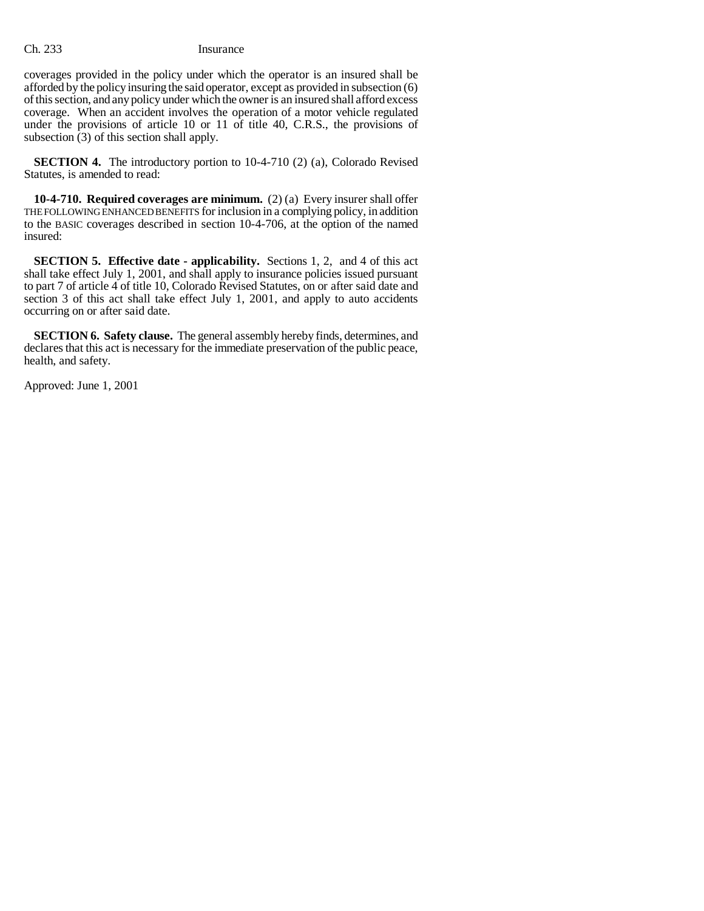coverages provided in the policy under which the operator is an insured shall be afforded by the policy insuring the said operator, except as provided in subsection (6) of this section, and any policy under which the owner is an insured shall afford excess coverage. When an accident involves the operation of a motor vehicle regulated under the provisions of article 10 or 11 of title 40, C.R.S., the provisions of subsection (3) of this section shall apply.

**SECTION 4.** The introductory portion to 10-4-710 (2) (a), Colorado Revised Statutes, is amended to read:

**10-4-710. Required coverages are minimum.** (2) (a) Every insurer shall offer THE FOLLOWING ENHANCED BENEFITS for inclusion in a complying policy, in addition to the BASIC coverages described in section 10-4-706, at the option of the named insured:

**SECTION 5. Effective date - applicability.** Sections 1, 2, and 4 of this act shall take effect July 1, 2001, and shall apply to insurance policies issued pursuant to part 7 of article 4 of title 10, Colorado Revised Statutes, on or after said date and section 3 of this act shall take effect July 1, 2001, and apply to auto accidents occurring on or after said date.

**SECTION 6. Safety clause.** The general assembly hereby finds, determines, and declares that this act is necessary for the immediate preservation of the public peace, health, and safety.

Approved: June 1, 2001